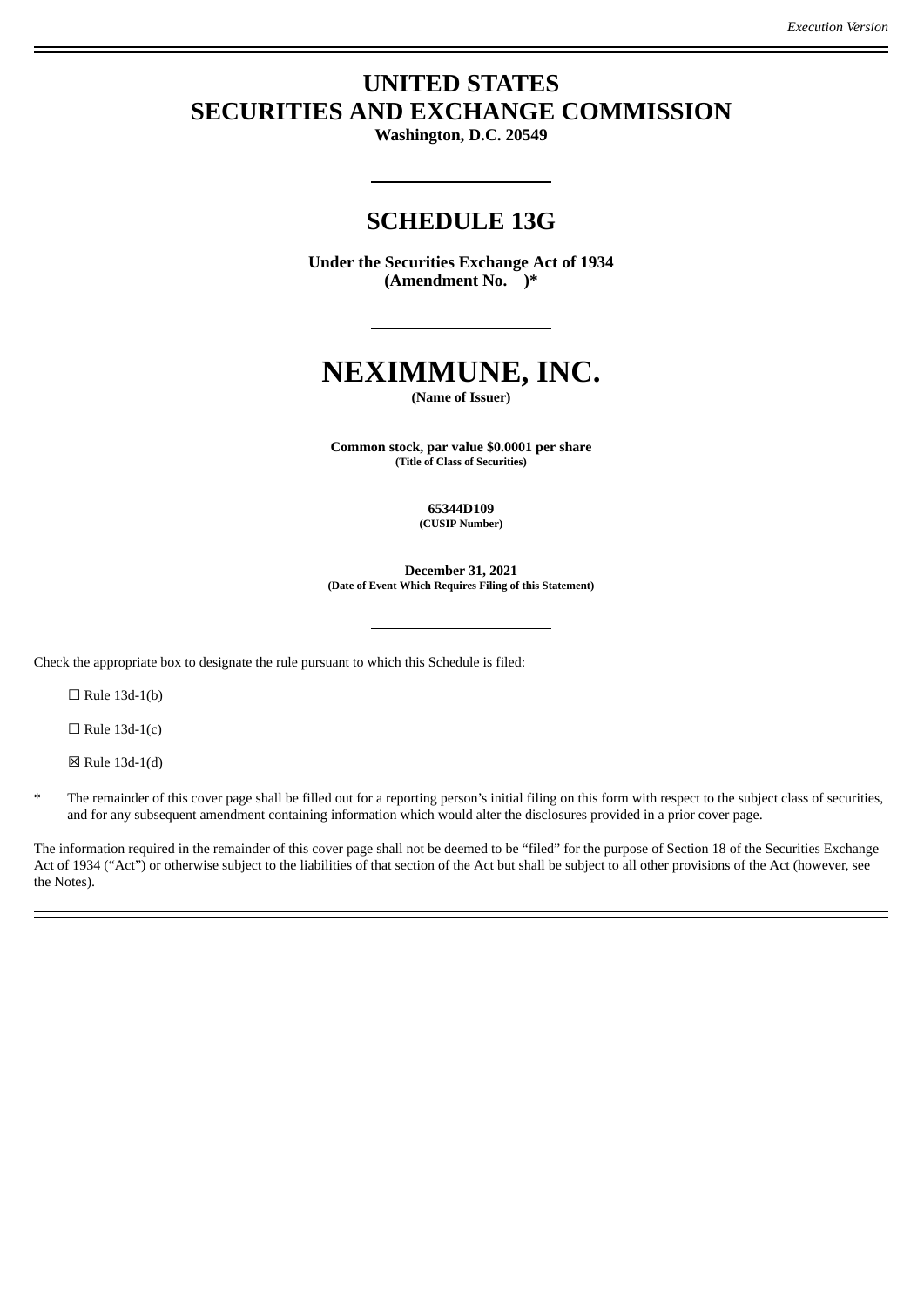*Execution Version*

# UNITED STATES
# SECURITIES AND EXCHANGE COMMISSION

**Washington, D.C. 20549**

## SCHEDULE 13G

**Under the Securities Exchange Act of 1934**
**(Amendment No. )***

# NEXIMMUNE, INC.

**(Name of Issuer)**

**Common stock, par value $0.0001 per share**
**(Title of Class of Securities)**

**65344D109**
**(CUSIP Number)**

**December 31, 2021**
**(Date of Event Which Requires Filing of this Statement)**

Check the appropriate box to designate the rule pursuant to which this Schedule is filed:

☐ Rule 13d-1(b)

☐ Rule 13d-1(c)

☒ Rule 13d-1(d)

\* The remainder of this cover page shall be filled out for a reporting person's initial filing on this form with respect to the subject class of securities, and for any subsequent amendment containing information which would alter the disclosures provided in a prior cover page.

The information required in the remainder of this cover page shall not be deemed to be "filed" for the purpose of Section 18 of the Securities Exchange Act of 1934 ("Act") or otherwise subject to the liabilities of that section of the Act but shall be subject to all other provisions of the Act (however, see the Notes).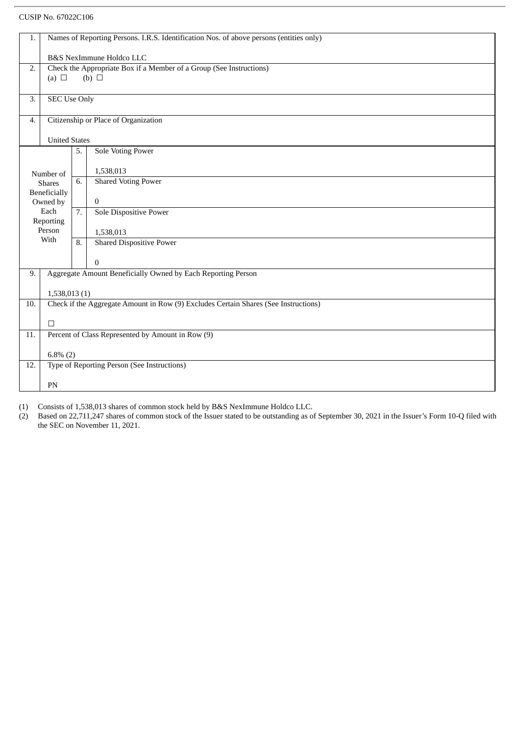CUSIP No. 67022C106

| 1. | Names of Reporting Persons. I.R.S. Identification Nos. of above persons (entities only)<br><br>B&S NexImmune Holdco LLC | |
|---|---|---|
| 2. | Check the Appropriate Box if a Member of a Group (See Instructions)<br>(a) ☐ (b) ☐ | |
| 3. | SEC Use Only | |
| 4. | Citizenship or Place of Organization<br><br>United States | |
| Number of Shares Beneficially Owned by Each Reporting Person With | 5. | Sole Voting Power<br><br>1,538,013 |
| | 6. | Shared Voting Power<br><br>0 |
| | 7. | Sole Dispositive Power<br><br>1,538,013 |
| | 8. | Shared Dispositive Power<br><br>0 |
| 9. | Aggregate Amount Beneficially Owned by Each Reporting Person<br><br>1,538,013 (1) | |
| 10. | Check if the Aggregate Amount in Row (9) Excludes Certain Shares (See Instructions)<br><br>☐ | |
| 11. | Percent of Class Represented by Amount in Row (9)<br><br>6.8% (2) | |
| 12. | Type of Reporting Person (See Instructions)<br><br>PN | |

(1) Consists of 1,538,013 shares of common stock held by B&S NexImmune Holdco LLC.

(2) Based on 22,711,247 shares of common stock of the Issuer stated to be outstanding as of September 30, 2021 in the Issuer's Form 10-Q filed with the SEC on November 11, 2021.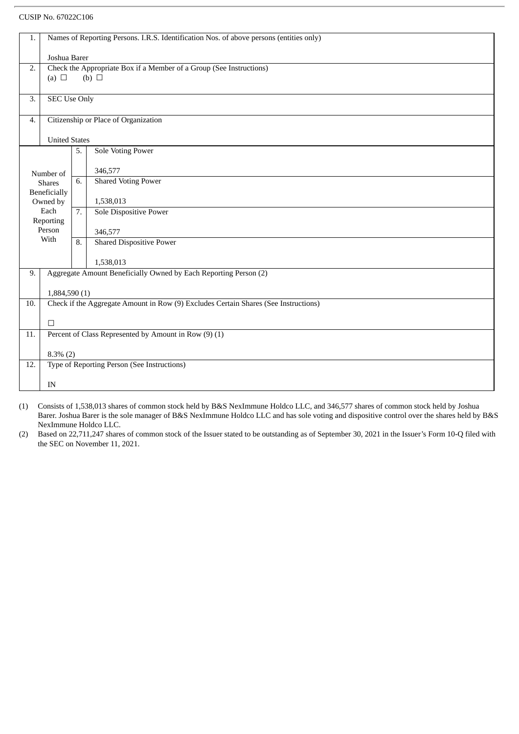CUSIP No. 67022C106

| 1. | Names of Reporting Persons. I.R.S. Identification Nos. of above persons (entities only)<br><br>Joshua Barer | |
|---|---|---|
| 2. | Check the Appropriate Box if a Member of a Group (See Instructions)<br>(a) ☐ (b) ☐ | |
| 3. | SEC Use Only | |
| 4. | Citizenship or Place of Organization<br><br>United States | |
| Number of Shares Beneficially Owned by Each Reporting Person With | 5. | Sole Voting Power<br><br>346,577 |
| | 6. | Shared Voting Power<br><br>1,538,013 |
| | 7. | Sole Dispositive Power<br><br>346,577 |
| | 8. | Shared Dispositive Power<br><br>1,538,013 |
| 9. | Aggregate Amount Beneficially Owned by Each Reporting Person (2)<br><br>1,884,590 (1) | |
| 10. | Check if the Aggregate Amount in Row (9) Excludes Certain Shares (See Instructions)<br><br>☐ | |
| 11. | Percent of Class Represented by Amount in Row (9) (1)<br><br>8.3% (2) | |
| 12. | Type of Reporting Person (See Instructions)<br><br>IN | |

(1) Consists of 1,538,013 shares of common stock held by B&S NexImmune Holdco LLC, and 346,577 shares of common stock held by Joshua Barer. Joshua Barer is the sole manager of B&S NexImmune Holdco LLC and has sole voting and dispositive control over the shares held by B&S NexImmune Holdco LLC.

(2) Based on 22,711,247 shares of common stock of the Issuer stated to be outstanding as of September 30, 2021 in the Issuer's Form 10-Q filed with the SEC on November 11, 2021.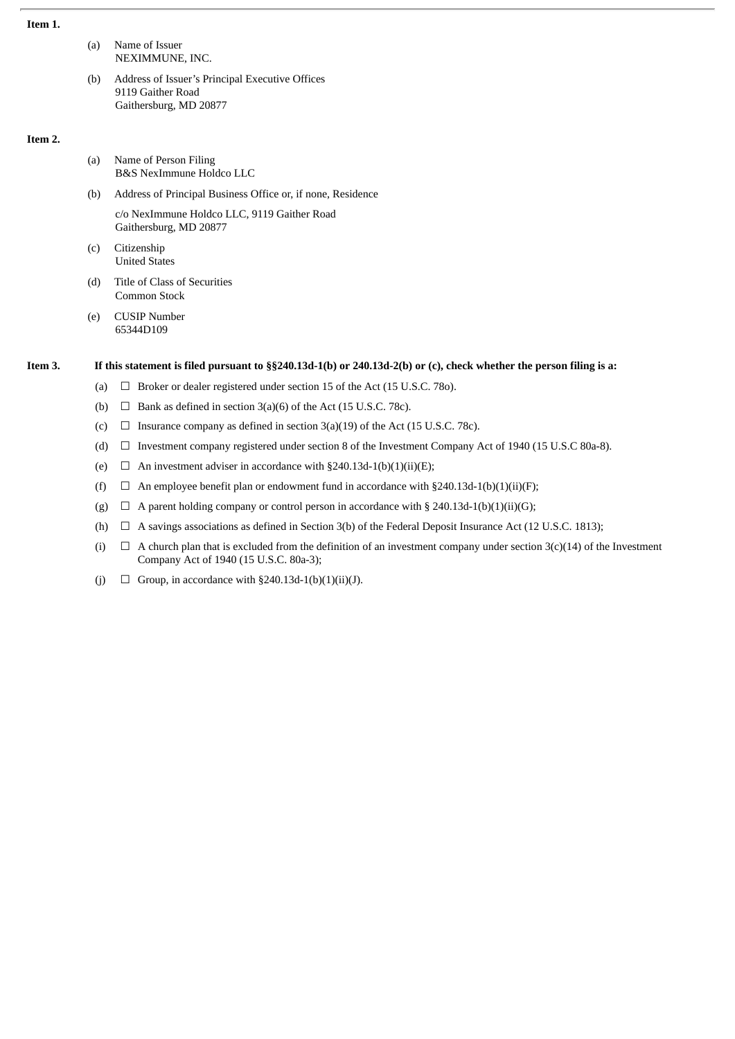**Item 1.**

(a) Name of Issuer
NEXIMMUNE, INC.

(b) Address of Issuer's Principal Executive Offices
9119 Gaither Road
Gaithersburg, MD 20877

**Item 2.**

(a) Name of Person Filing
B&S NexImmune Holdco LLC

(b) Address of Principal Business Office or, if none, Residence

c/o NexImmune Holdco LLC, 9119 Gaither Road
Gaithersburg, MD 20877

(c) Citizenship
United States

(d) Title of Class of Securities
Common Stock

(e) CUSIP Number
65344D109

**Item 3. If this statement is filed pursuant to §§240.13d-1(b) or 240.13d-2(b) or (c), check whether the person filing is a:**

(a) ☐ Broker or dealer registered under section 15 of the Act (15 U.S.C. 78o).

(b) ☐ Bank as defined in section 3(a)(6) of the Act (15 U.S.C. 78c).

(c) ☐ Insurance company as defined in section 3(a)(19) of the Act (15 U.S.C. 78c).

(d) ☐ Investment company registered under section 8 of the Investment Company Act of 1940 (15 U.S.C 80a-8).

(e) ☐ An investment adviser in accordance with §240.13d-1(b)(1)(ii)(E);

(f) ☐ An employee benefit plan or endowment fund in accordance with §240.13d-1(b)(1)(ii)(F);

(g) ☐ A parent holding company or control person in accordance with § 240.13d-1(b)(1)(ii)(G);

(h) ☐ A savings associations as defined in Section 3(b) of the Federal Deposit Insurance Act (12 U.S.C. 1813);

(i) ☐ A church plan that is excluded from the definition of an investment company under section 3(c)(14) of the Investment Company Act of 1940 (15 U.S.C. 80a-3);

(j) ☐ Group, in accordance with §240.13d-1(b)(1)(ii)(J).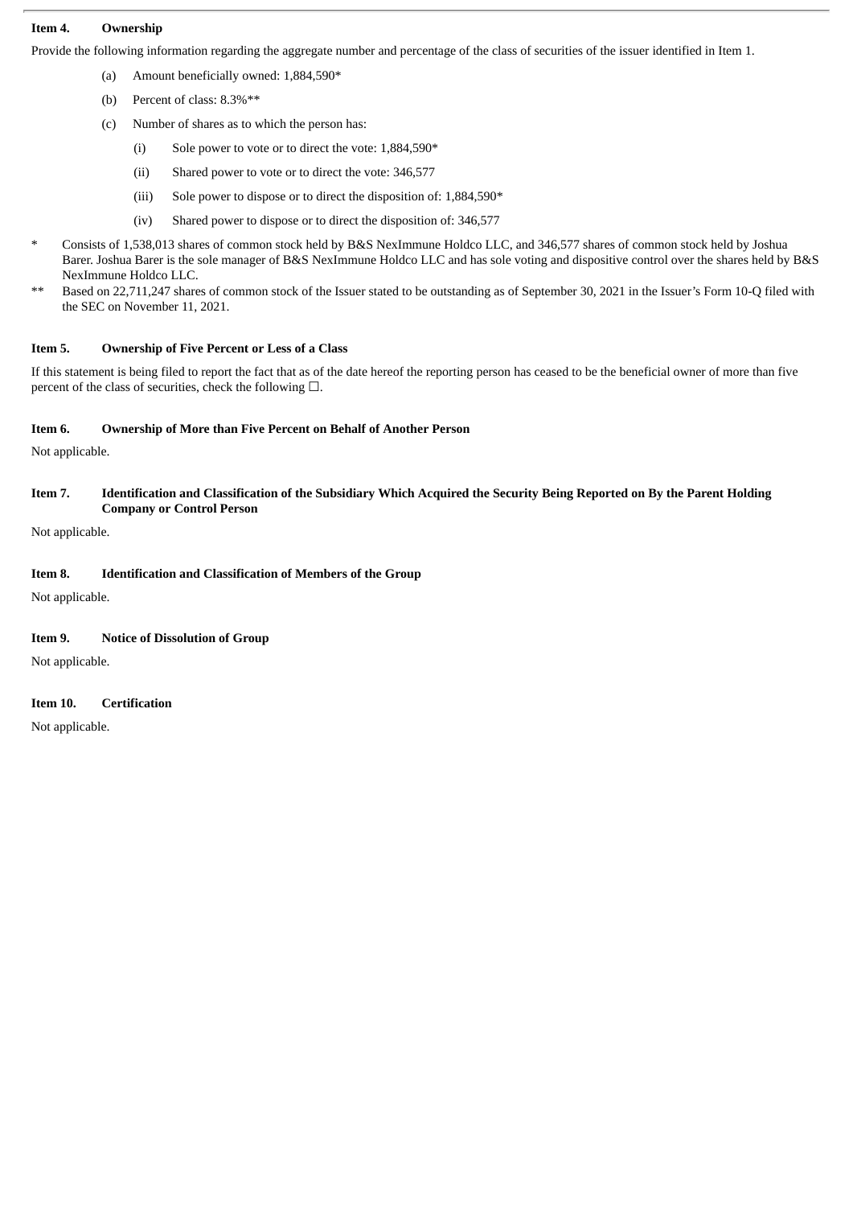**Item 4. Ownership**

Provide the following information regarding the aggregate number and percentage of the class of securities of the issuer identified in Item 1.

(a) Amount beneficially owned: 1,884,590*

(b) Percent of class: 8.3%**

(c) Number of shares as to which the person has:

(i) Sole power to vote or to direct the vote: 1,884,590*

(ii) Shared power to vote or to direct the vote: 346,577

(iii) Sole power to dispose or to direct the disposition of: 1,884,590*

(iv) Shared power to dispose or to direct the disposition of: 346,577

\* Consists of 1,538,013 shares of common stock held by B&S NexImmune Holdco LLC, and 346,577 shares of common stock held by Joshua Barer. Joshua Barer is the sole manager of B&S NexImmune Holdco LLC and has sole voting and dispositive control over the shares held by B&S NexImmune Holdco LLC.

\** Based on 22,711,247 shares of common stock of the Issuer stated to be outstanding as of September 30, 2021 in the Issuer's Form 10-Q filed with the SEC on November 11, 2021.

**Item 5. Ownership of Five Percent or Less of a Class**

If this statement is being filed to report the fact that as of the date hereof the reporting person has ceased to be the beneficial owner of more than five percent of the class of securities, check the following ☐.

**Item 6. Ownership of More than Five Percent on Behalf of Another Person**

Not applicable.

**Item 7. Identification and Classification of the Subsidiary Which Acquired the Security Being Reported on By the Parent Holding Company or Control Person**

Not applicable.

**Item 8. Identification and Classification of Members of the Group**

Not applicable.

**Item 9. Notice of Dissolution of Group**

Not applicable.

**Item 10. Certification**

Not applicable.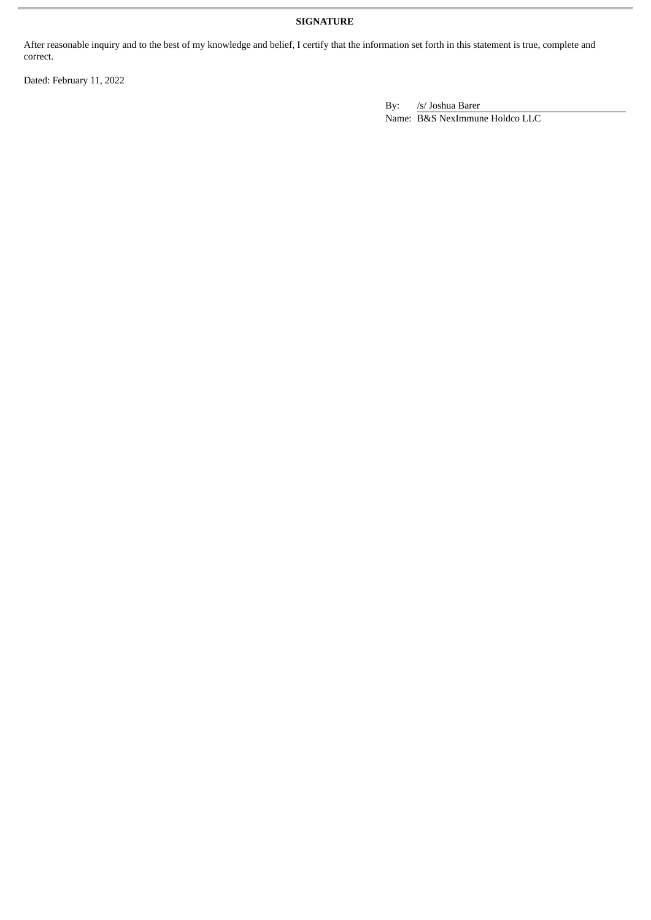**SIGNATURE**

After reasonable inquiry and to the best of my knowledge and belief, I certify that the information set forth in this statement is true, complete and correct.

Dated: February 11, 2022

By: /s/ Joshua Barer

Name: B&S NexImmune Holdco LLC